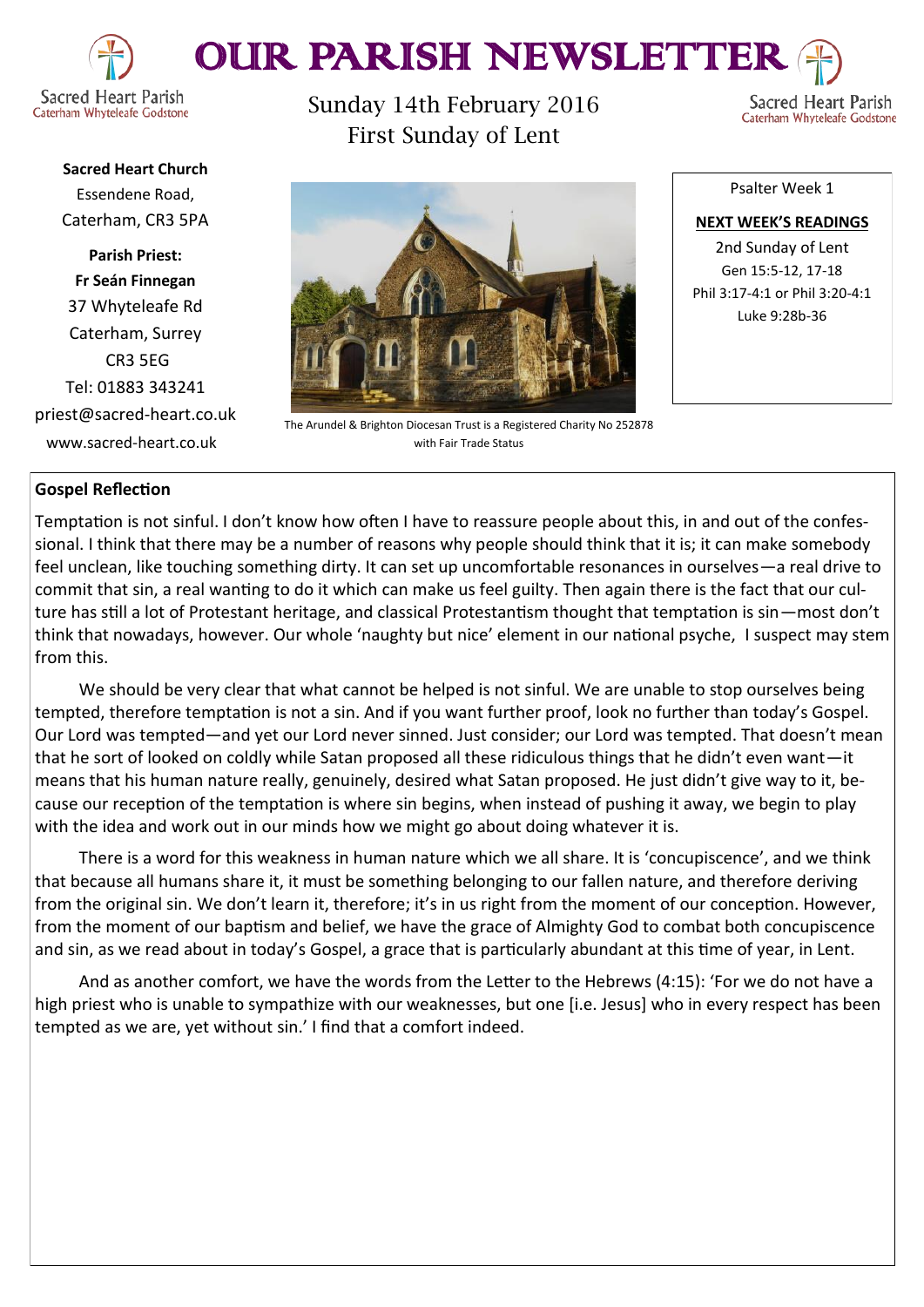# OUR PARISH NEWSLETTER

Sacred Heart Parish
Caterham Whyteleafe Godstone

Sunday 14th February 2016
First Sunday of Lent

**Sacred Heart Church**
Essendene Road,
Caterham, CR3 5PA

**Parish Priest:**
**Fr Seán Finnegan**
37 Whyteleafe Rd
Caterham, Surrey
CR3 5EG
Tel: 01883 343241
priest@sacred-heart.co.uk
www.sacred-heart.co.uk

The Arundel & Brighton Diocesan Trust is a Registered Charity No 252878 with Fair Trade Status

Psalter Week 1

**NEXT WEEK'S READINGS**

2nd Sunday of Lent
Gen 15:5-12, 17-18
Phil 3:17-4:1 or Phil 3:20-4:1
Luke 9:28b-36

## Gospel Reflection

Temptation is not sinful. I don't know how often I have to reassure people about this, in and out of the confessional. I think that there may be a number of reasons why people should think that it is; it can make somebody feel unclean, like touching something dirty. It can set up uncomfortable resonances in ourselves—a real drive to commit that sin, a real wanting to do it which can make us feel guilty. Then again there is the fact that our culture has still a lot of Protestant heritage, and classical Protestantism thought that temptation is sin—most don't think that nowadays, however. Our whole 'naughty but nice' element in our national psyche, I suspect may stem from this.

We should be very clear that what cannot be helped is not sinful. We are unable to stop ourselves being tempted, therefore temptation is not a sin. And if you want further proof, look no further than today's Gospel. Our Lord was tempted—and yet our Lord never sinned. Just consider; our Lord was tempted. That doesn't mean that he sort of looked on coldly while Satan proposed all these ridiculous things that he didn't even want—it means that his human nature really, genuinely, desired what Satan proposed. He just didn't give way to it, because our reception of the temptation is where sin begins, when instead of pushing it away, we begin to play with the idea and work out in our minds how we might go about doing whatever it is.

There is a word for this weakness in human nature which we all share. It is 'concupiscence', and we think that because all humans share it, it must be something belonging to our fallen nature, and therefore deriving from the original sin. We don't learn it, therefore; it's in us right from the moment of our conception. However, from the moment of our baptism and belief, we have the grace of Almighty God to combat both concupiscence and sin, as we read about in today's Gospel, a grace that is particularly abundant at this time of year, in Lent.

And as another comfort, we have the words from the Letter to the Hebrews (4:15): 'For we do not have a high priest who is unable to sympathize with our weaknesses, but one [i.e. Jesus] who in every respect has been tempted as we are, yet without sin.' I find that a comfort indeed.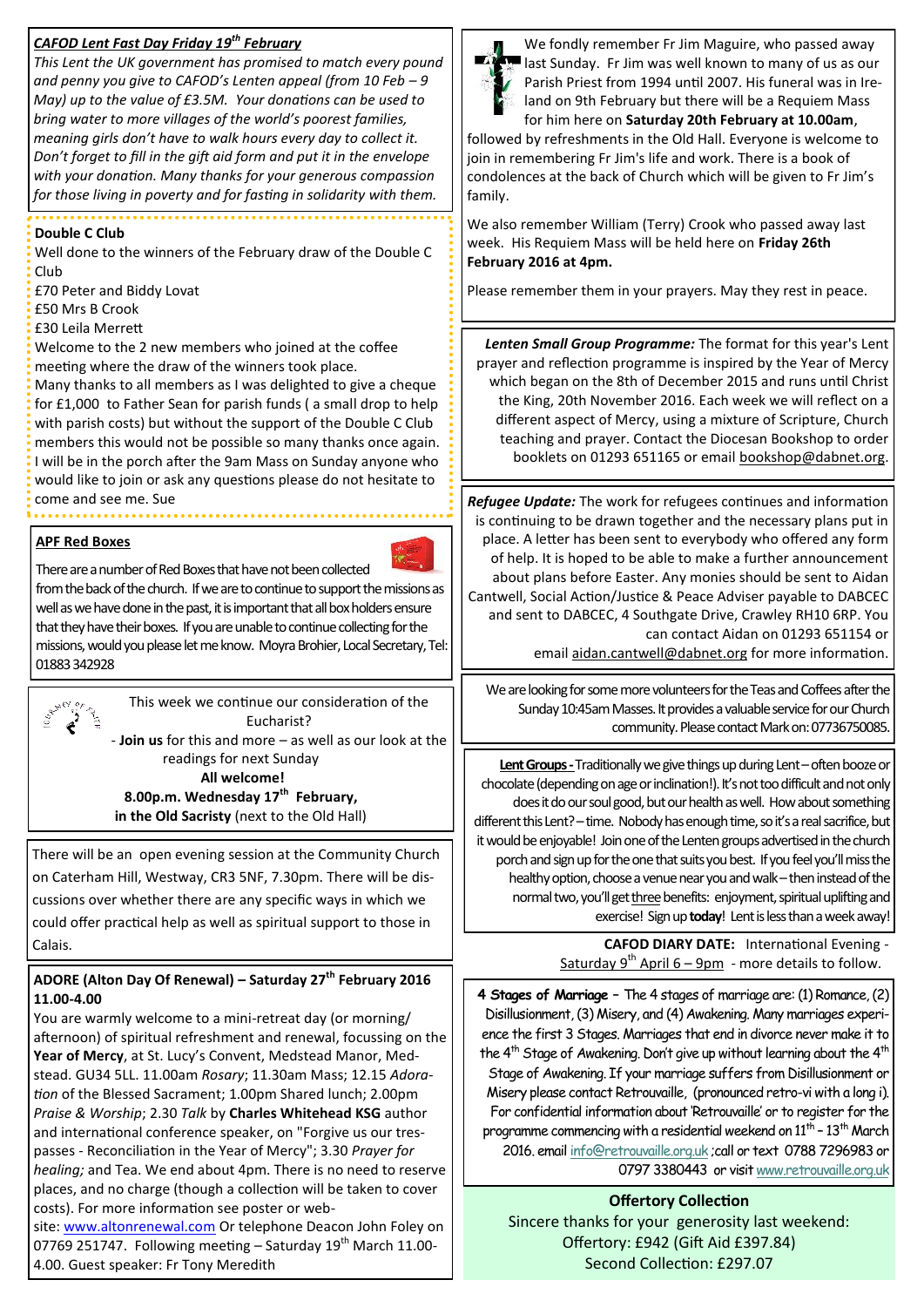### *CAFOD Lent Fast Day Friday 19th February*

*This Lent the UK government has promised to match every pound and penny you give to CAFOD's Lenten appeal (from 10 Feb – 9 May) up to the value of £3.5M. Your donations can be used to bring water to more villages of the world's poorest families, meaning girls don't have to walk hours every day to collect it. Don't forget to fill in the gift aid form and put it in the envelope with your donation. Many thanks for your generous compassion for those living in poverty and for fasting in solidarity with them.*

### Double C Club

Well done to the winners of the February draw of the Double C Club

£70 Peter and Biddy Lovat
£50 Mrs B Crook
£30 Leila Merrett

Welcome to the 2 new members who joined at the coffee meeting where the draw of the winners took place.

Many thanks to all members as I was delighted to give a cheque for £1,000 to Father Sean for parish funds ( a small drop to help with parish costs) but without the support of the Double C Club members this would not be possible so many thanks once again. I will be in the porch after the 9am Mass on Sunday anyone who would like to join or ask any questions please do not hesitate to come and see me. Sue

### APF Red Boxes

There are a number of Red Boxes that have not been collected from the back of the church. If we are to continue to support the missions as well as we have done in the past, it is important that all box holders ensure that they have their boxes. If you are unable to continue collecting for the missions, would you please let me know. Moyra Brohier, Local Secretary, Tel: 01883 342928

This week we continue our consideration of the Eucharist?

- **Join us** for this and more – as well as our look at the readings for next Sunday

**All welcome!**

**8.00p.m. Wednesday 17th February,**
**in the Old Sacristy** (next to the Old Hall)

There will be an open evening session at the Community Church on Caterham Hill, Westway, CR3 5NF, 7.30pm. There will be discussions over whether there are any specific ways in which we could offer practical help as well as spiritual support to those in Calais.

### ADORE (Alton Day Of Renewal) – Saturday 27th February 2016 11.00-4.00

You are warmly welcome to a mini-retreat day (or morning/afternoon) of spiritual refreshment and renewal, focussing on the **Year of Mercy**, at St. Lucy's Convent, Medstead Manor, Medstead. GU34 5LL. 11.00am *Rosary*; 11.30am Mass; 12.15 *Adoration* of the Blessed Sacrament; 1.00pm Shared lunch; 2.00pm *Praise & Worship*; 2.30 *Talk* by **Charles Whitehead KSG** author and international conference speaker, on "Forgive us our trespasses - Reconciliation in the Year of Mercy"; 3.30 *Prayer for healing;* and Tea. We end about 4pm. There is no need to reserve places, and no charge (though a collection will be taken to cover costs). For more information see poster or website: www.altonrenewal.com Or telephone Deacon John Foley on 07769 251747. Following meeting – Saturday 19th March 11.00-4.00. Guest speaker: Fr Tony Meredith

We fondly remember Fr Jim Maguire, who passed away last Sunday. Fr Jim was well known to many of us as our Parish Priest from 1994 until 2007. His funeral was in Ireland on 9th February but there will be a Requiem Mass for him here on **Saturday 20th February at 10.00am**, followed by refreshments in the Old Hall. Everyone is welcome to join in remembering Fr Jim's life and work. There is a book of condolences at the back of Church which will be given to Fr Jim's family.

We also remember William (Terry) Crook who passed away last week. His Requiem Mass will be held here on **Friday 26th February 2016 at 4pm.**

Please remember them in your prayers. May they rest in peace.

***Lenten Small Group Programme:*** The format for this year's Lent prayer and reflection programme is inspired by the Year of Mercy which began on the 8th of December 2015 and runs until Christ the King, 20th November 2016. Each week we will reflect on a different aspect of Mercy, using a mixture of Scripture, Church teaching and prayer. Contact the Diocesan Bookshop to order booklets on 01293 651165 or email bookshop@dabnet.org.

***Refugee Update:*** The work for refugees continues and information is continuing to be drawn together and the necessary plans put in place. A letter has been sent to everybody who offered any form of help. It is hoped to be able to make a further announcement about plans before Easter. Any monies should be sent to Aidan Cantwell, Social Action/Justice & Peace Adviser payable to DABCEC and sent to DABCEC, 4 Southgate Drive, Crawley RH10 6RP. You can contact Aidan on 01293 651154 or email aidan.cantwell@dabnet.org for more information.

We are looking for some more volunteers for the Teas and Coffees after the Sunday 10:45am Masses. It provides a valuable service for our Church community. Please contact Mark on: 07736750085.

**Lent Groups -** Traditionally we give things up during Lent – often booze or chocolate (depending on age or inclination!). It's not too difficult and not only does it do our soul good, but our health as well. How about something different this Lent? – time. Nobody has enough time, so it's a real sacrifice, but it would be enjoyable! Join one of the Lenten groups advertised in the church porch and sign up for the one that suits you best. If you feel you'll miss the healthy option, choose a venue near you and walk – then instead of the normal two, you'll get three benefits: enjoyment, spiritual uplifting and exercise! Sign up **today**! Lent is less than a week away!

**CAFOD DIARY DATE:** International Evening - Saturday 9th April 6 – 9pm - more details to follow.

***4 Stages of Marriage*** - The 4 stages of marriage are: (1) Romance, (2) Disillusionment, (3) Misery, and (4) Awakening. Many marriages experience the first 3 Stages. Marriages that end in divorce never make it to the 4th Stage of Awakening. Don't give up without learning about the 4th Stage of Awakening. If your marriage suffers from Disillusionment or Misery please contact Retrouvaille, (pronounced retro-vi with a long i). For confidential information about 'Retrouvaille' or to register for the programme commencing with a residential weekend on 11th - 13th March 2016. email info@retrouvaille.org.uk ;call or text 0788 7296983 or 0797 3380443 or visit www.retrouvaille.org.uk

### Offertory Collection

Sincere thanks for your generosity last weekend:
Offertory: £942 (Gift Aid £397.84)
Second Collection: £297.07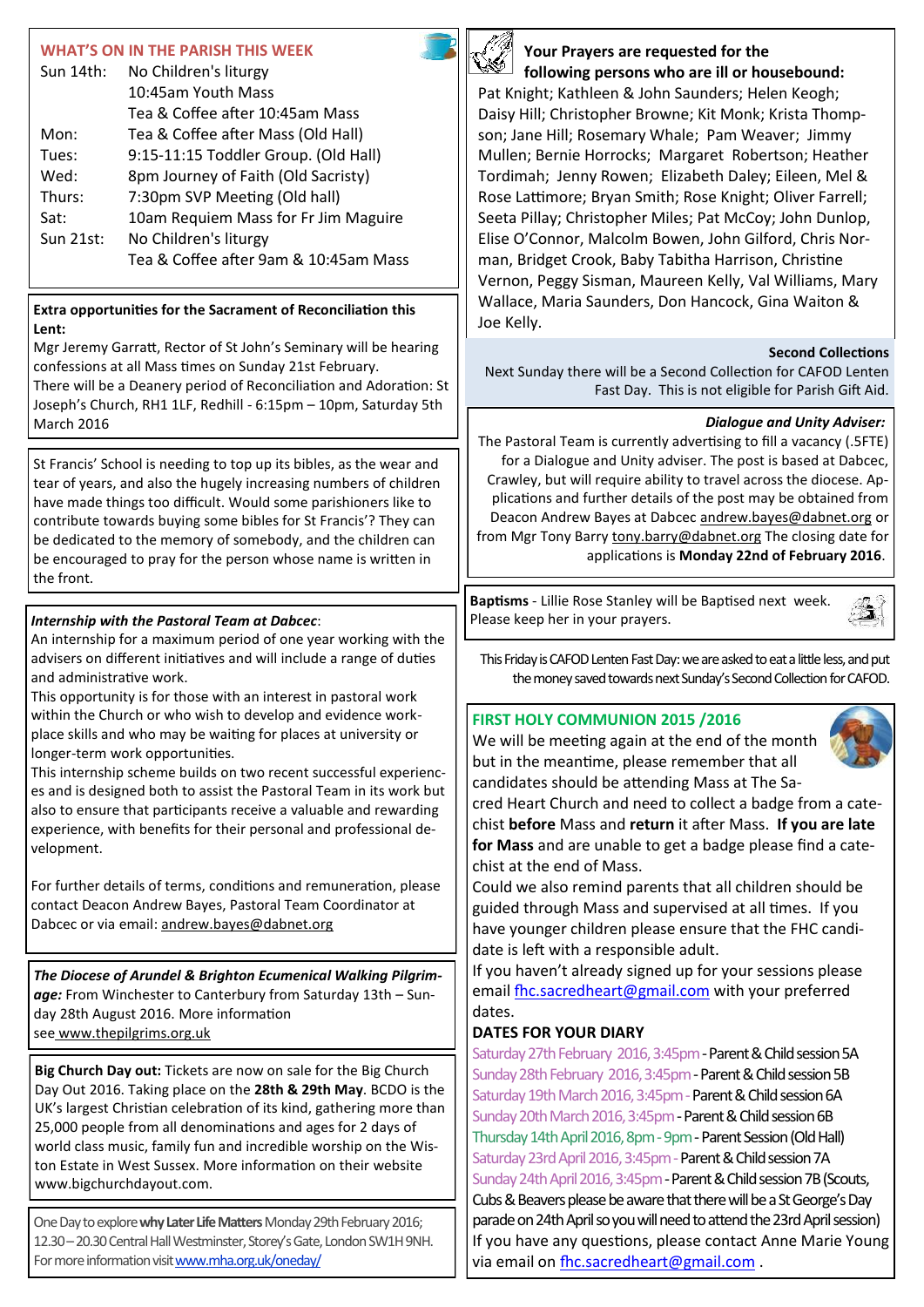## WHAT'S ON IN THE PARISH THIS WEEK

| | |
|---|---|
| Sun 14th: | No Children's liturgy |
| | 10:45am Youth Mass |
| | Tea & Coffee after 10:45am Mass |
| Mon: | Tea & Coffee after Mass (Old Hall) |
| Tues: | 9:15-11:15 Toddler Group. (Old Hall) |
| Wed: | 8pm Journey of Faith (Old Sacristy) |
| Thurs: | 7:30pm SVP Meeting (Old hall) |
| Sat: | 10am Requiem Mass for Fr Jim Maguire |
| Sun 21st: | No Children's liturgy |
| | Tea & Coffee after 9am & 10:45am Mass |

**Extra opportunities for the Sacrament of Reconciliation this Lent:**

Mgr Jeremy Garratt, Rector of St John's Seminary will be hearing confessions at all Mass times on Sunday 21st February.
There will be a Deanery period of Reconciliation and Adoration: St Joseph's Church, RH1 1LF, Redhill - 6:15pm – 10pm, Saturday 5th March 2016

St Francis' School is needing to top up its bibles, as the wear and tear of years, and also the hugely increasing numbers of children have made things too difficult. Would some parishioners like to contribute towards buying some bibles for St Francis'? They can be dedicated to the memory of somebody, and the children can be encouraged to pray for the person whose name is written in the front.

***Internship with the Pastoral Team at Dabcec***:

An internship for a maximum period of one year working with the advisers on different initiatives and will include a range of duties and administrative work.
This opportunity is for those with an interest in pastoral work within the Church or who wish to develop and evidence workplace skills and who may be waiting for places at university or longer-term work opportunities.
This internship scheme builds on two recent successful experiences and is designed both to assist the Pastoral Team in its work but also to ensure that participants receive a valuable and rewarding experience, with benefits for their personal and professional development.

For further details of terms, conditions and remuneration, please contact Deacon Andrew Bayes, Pastoral Team Coordinator at Dabcec or via email: andrew.bayes@dabnet.org

***The Diocese of Arundel & Brighton Ecumenical Walking Pilgrimage:*** From Winchester to Canterbury from Saturday 13th – Sunday 28th August 2016. More information see www.thepilgrims.org.uk

**Big Church Day out:** Tickets are now on sale for the Big Church Day Out 2016. Taking place on the **28th & 29th May**. BCDO is the UK's largest Christian celebration of its kind, gathering more than 25,000 people from all denominations and ages for 2 days of world class music, family fun and incredible worship on the Wiston Estate in West Sussex. More information on their website www.bigchurchdayout.com.

One Day to explore **why Later Life Matters** Monday 29th February 2016; 12.30 – 20.30 Central Hall Westminster, Storey's Gate, London SW1H 9NH. For more information visit www.mha.org.uk/oneday/

**Your Prayers are requested for the following persons who are ill or housebound:**

Pat Knight; Kathleen & John Saunders; Helen Keogh; Daisy Hill; Christopher Browne; Kit Monk; Krista Thompson; Jane Hill; Rosemary Whale; Pam Weaver; Jimmy Mullen; Bernie Horrocks; Margaret Robertson; Heather Tordimah; Jenny Rowen; Elizabeth Daley; Eileen, Mel & Rose Lattimore; Bryan Smith; Rose Knight; Oliver Farrell; Seeta Pillay; Christopher Miles; Pat McCoy; John Dunlop, Elise O'Connor, Malcolm Bowen, John Gilford, Chris Norman, Bridget Crook, Baby Tabitha Harrison, Christine Vernon, Peggy Sisman, Maureen Kelly, Val Williams, Mary Wallace, Maria Saunders, Don Hancock, Gina Waiton & Joe Kelly.

**Second Collections**

Next Sunday there will be a Second Collection for CAFOD Lenten Fast Day. This is not eligible for Parish Gift Aid.

***Dialogue and Unity Adviser:***

The Pastoral Team is currently advertising to fill a vacancy (.5FTE) for a Dialogue and Unity adviser. The post is based at Dabcec, Crawley, but will require ability to travel across the diocese. Applications and further details of the post may be obtained from Deacon Andrew Bayes at Dabcec andrew.bayes@dabnet.org or from Mgr Tony Barry tony.barry@dabnet.org The closing date for applications is **Monday 22nd of February 2016**.

**Baptisms** - Lillie Rose Stanley will be Baptised next week. Please keep her in your prayers.

This Friday is CAFOD Lenten Fast Day: we are asked to eat a little less, and put the money saved towards next Sunday's Second Collection for CAFOD.

## FIRST HOLY COMMUNION 2015 /2016

We will be meeting again at the end of the month but in the meantime, please remember that all candidates should be attending Mass at The Sacred Heart Church and need to collect a badge from a catechist **before** Mass and **return** it after Mass. **If you are late for Mass** and are unable to get a badge please find a catechist at the end of Mass.
Could we also remind parents that all children should be guided through Mass and supervised at all times. If you have younger children please ensure that the FHC candidate is left with a responsible adult.
If you haven't already signed up for your sessions please email fhc.sacredheart@gmail.com with your preferred dates.

**DATES FOR YOUR DIARY**

- Saturday 27th February 2016, 3:45pm - Parent & Child session 5A
- Sunday 28th February 2016, 3:45pm - Parent & Child session 5B
- Saturday 19th March 2016, 3:45pm - Parent & Child session 6A
- Sunday 20th March 2016, 3:45pm - Parent & Child session 6B
- Thursday 14th April 2016, 8pm - 9pm - Parent Session (Old Hall)
- Saturday 23rd April 2016, 3:45pm - Parent & Child session 7A
- Sunday 24th April 2016, 3:45pm - Parent & Child session 7B (Scouts, Cubs & Beavers please be aware that there will be a St George's Day parade on 24th April so you will need to attend the 23rd April session)

If you have any questions, please contact Anne Marie Young via email on fhc.sacredheart@gmail.com .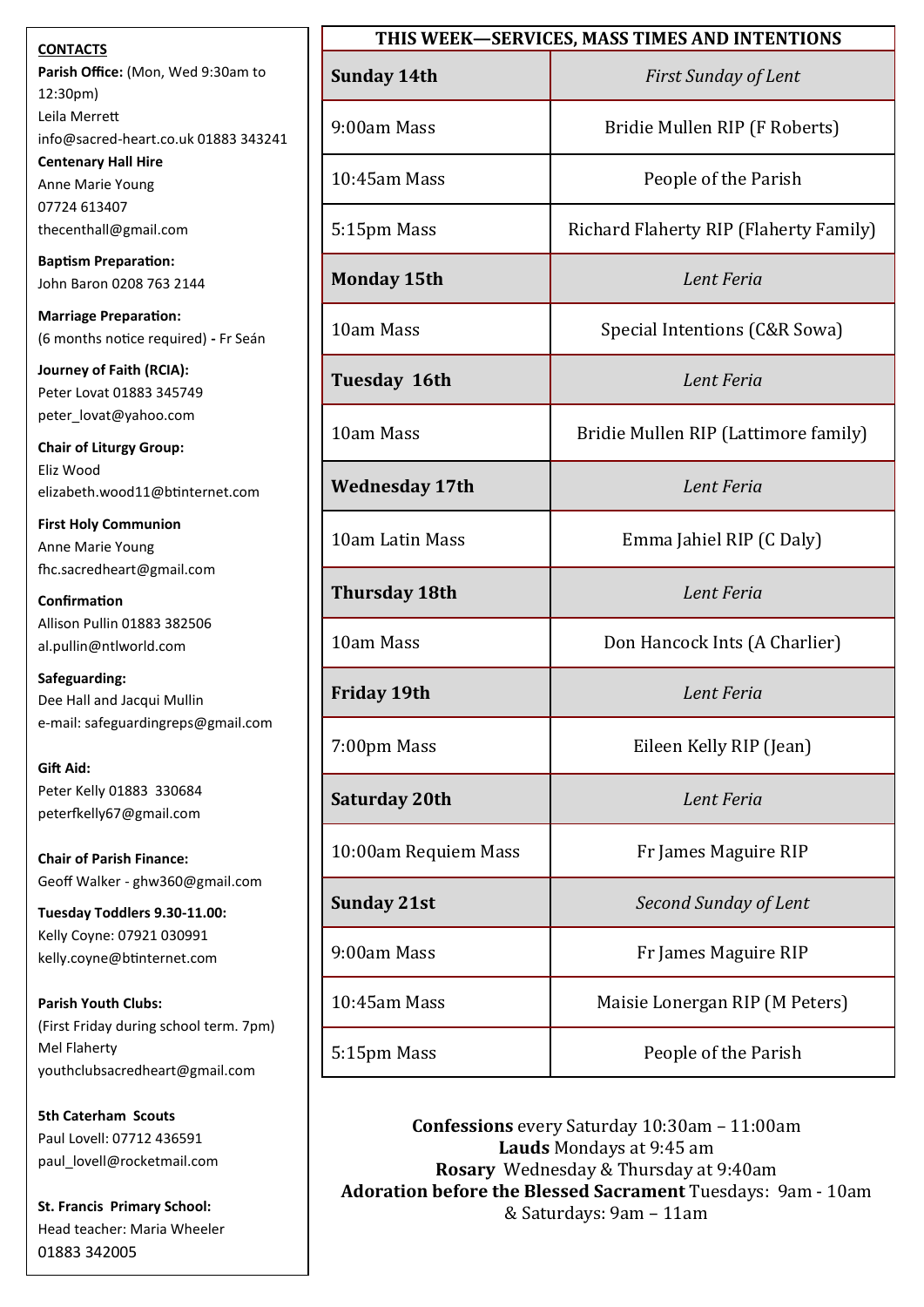## CONTACTS

**Parish Office:** (Mon, Wed 9:30am to 12:30pm)
Leila Merrett
info@sacred-heart.co.uk 01883 343241

**Centenary Hall Hire**
Anne Marie Young
07724 613407
thecenthall@gmail.com

**Baptism Preparation:**
John Baron 0208 763 2144

**Marriage Preparation:**
(6 months notice required) **-** Fr Seán

**Journey of Faith (RCIA):**
Peter Lovat 01883 345749
peter_lovat@yahoo.com

**Chair of Liturgy Group:**
Eliz Wood
elizabeth.wood11@btinternet.com

**First Holy Communion**
Anne Marie Young
fhc.sacredheart@gmail.com

**Confirmation**
Allison Pullin 01883 382506
al.pullin@ntlworld.com

**Safeguarding:**
Dee Hall and Jacqui Mullin
e-mail: safeguardingreps@gmail.com

**Gift Aid:**
Peter Kelly 01883 330684
peterfkelly67@gmail.com

**Chair of Parish Finance:**
Geoff Walker - ghw360@gmail.com

**Tuesday Toddlers 9.30-11.00:**
Kelly Coyne: 07921 030991
kelly.coyne@btinternet.com

**Parish Youth Clubs:**
(First Friday during school term. 7pm)
Mel Flaherty
youthclubsacredheart@gmail.com

**5th Caterham Scouts**
Paul Lovell: 07712 436591
paul_lovell@rocketmail.com

**St. Francis Primary School:**
Head teacher: Maria Wheeler
01883 342005

## THIS WEEK—SERVICES, MASS TIMES AND INTENTIONS

| | |
|---|---|
| **Sunday 14th** | *First Sunday of Lent* |
| 9:00am Mass | Bridie Mullen RIP (F Roberts) |
| 10:45am Mass | People of the Parish |
| 5:15pm Mass | Richard Flaherty RIP (Flaherty Family) |
| **Monday 15th** | *Lent Feria* |
| 10am Mass | Special Intentions (C&R Sowa) |
| **Tuesday 16th** | *Lent Feria* |
| 10am Mass | Bridie Mullen RIP (Lattimore family) |
| **Wednesday 17th** | *Lent Feria* |
| 10am Latin Mass | Emma Jahiel RIP (C Daly) |
| **Thursday 18th** | *Lent Feria* |
| 10am Mass | Don Hancock Ints (A Charlier) |
| **Friday 19th** | *Lent Feria* |
| 7:00pm Mass | Eileen Kelly RIP (Jean) |
| **Saturday 20th** | *Lent Feria* |
| 10:00am Requiem Mass | Fr James Maguire RIP |
| **Sunday 21st** | *Second Sunday of Lent* |
| 9:00am Mass | Fr James Maguire RIP |
| 10:45am Mass | Maisie Lonergan RIP (M Peters) |
| 5:15pm Mass | People of the Parish |

**Confessions** every Saturday 10:30am – 11:00am
**Lauds** Mondays at 9:45 am
**Rosary** Wednesday & Thursday at 9:40am
**Adoration before the Blessed Sacrament** Tuesdays: 9am - 10am & Saturdays: 9am – 11am